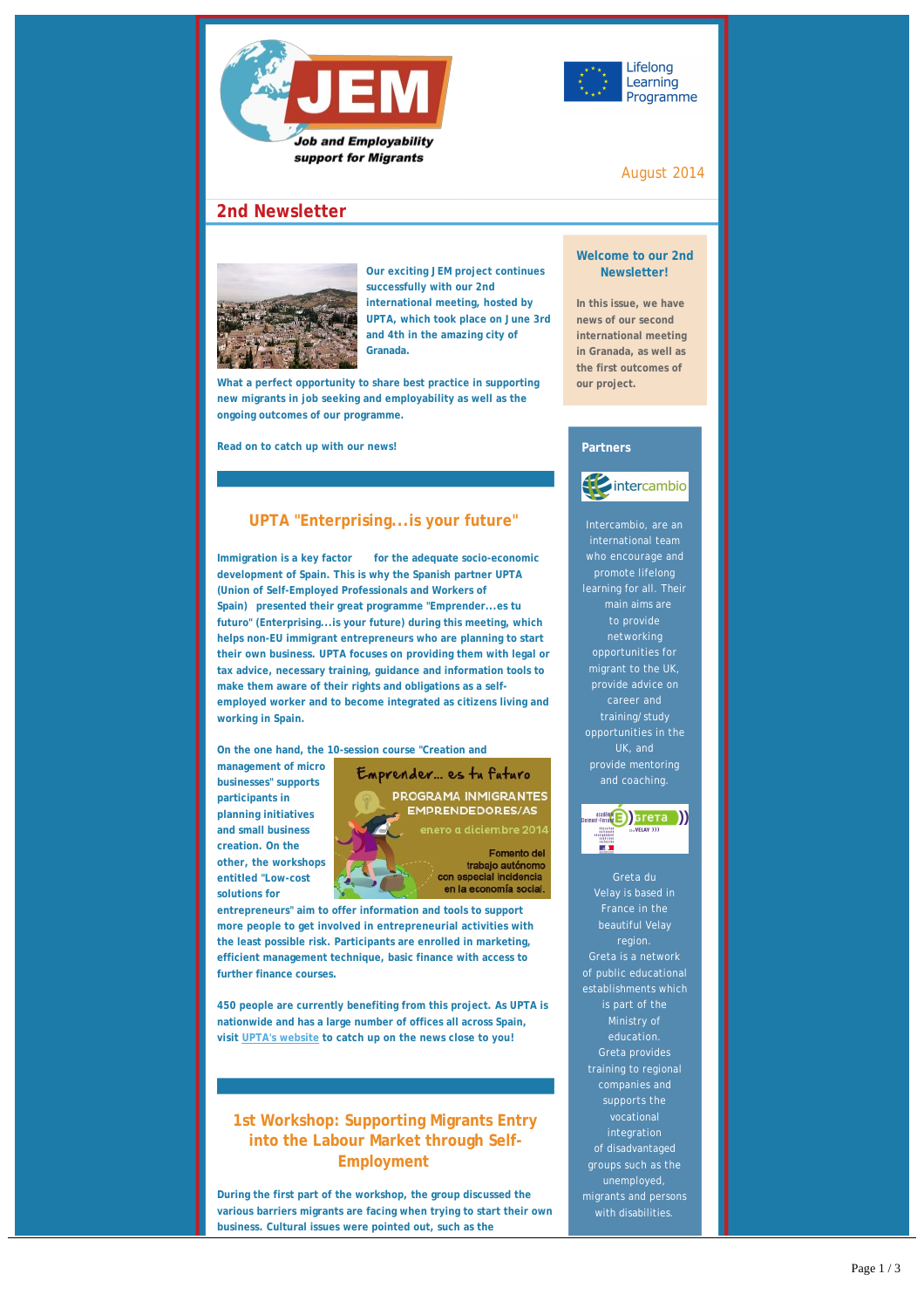# JEM

**Job and Employability support for Migrants**

Lifelong Learning Programme

August 2014

## 2nd Newsletter

**Our exciting JEM project continues successfully with our 2nd international meeting, hosted by UPTA, which took place on June 3rd and 4th in the amazing city of Granada.**

**What a perfect opportunity to share best practice in supporting new migrants in job seeking and employability as well as the ongoing outcomes of our programme.**

**Read on to catch up with our news!**

## UPTA "Enterprising...is your future"

**Immigration is a key factor for the adequate socio-economic development of Spain. This is why the Spanish partner UPTA (Union of Self-Employed Professionals and Workers of Spain) presented their great programme "Emprender...es tu futuro" (Enterprising...is your future) during this meeting, which helps non-EU immigrant entrepreneurs who are planning to start their own business. UPTA focuses on providing them with legal or tax advice, necessary training, guidance and information tools to make them aware of their rights and obligations as a self-employed worker and to become integrated as citizens living and working in Spain.**

**On the one hand, the 10-session course "Creation and management of micro businesses" supports participants in planning initiatives and small business creation. On the other, the workshops entitled "Low-cost solutions for entrepreneurs" aim to offer information and tools to support more people to get involved in entrepreneurial activities with the least possible risk. Participants are enrolled in marketing, efficient management technique, basic finance with access to further finance courses.**

Emprender... es tu futuro
PROGRAMA INMIGRANTES EMPRENDEDORES/AS
enero a diciembre 2014
Fomento del trabajo autónomo con especial incidencia en la economía social.

**450 people are currently benefiting from this project. As UPTA is nationwide and has a large number of offices all across Spain, visit UPTA's website to catch up on the news close to you!**

## 1st Workshop: Supporting Migrants Entry into the Labour Market through Self-Employment

**During the first part of the workshop, the group discussed the various barriers migrants are facing when trying to start their own business. Cultural issues were pointed out, such as the**

### Welcome to our 2nd Newsletter!

**In this issue, we have news of our second international meeting in Granada, as well as the first outcomes of our project.**

### Partners

intercambio

Intercambio, are an international team who encourage and promote lifelong learning for all. Their main aims are to provide networking opportunities for migrant to the UK, provide advice on career and training/study opportunities in the UK, and provide mentoring and coaching.

Greta du Velay

Greta du Velay is based in France in the beautiful Velay region.
Greta is a network of public educational establishments which is part of the Ministry of education.
Greta provides training to regional companies and supports the vocational integration of disadvantaged groups such as the unemployed, migrants and persons with disabilities.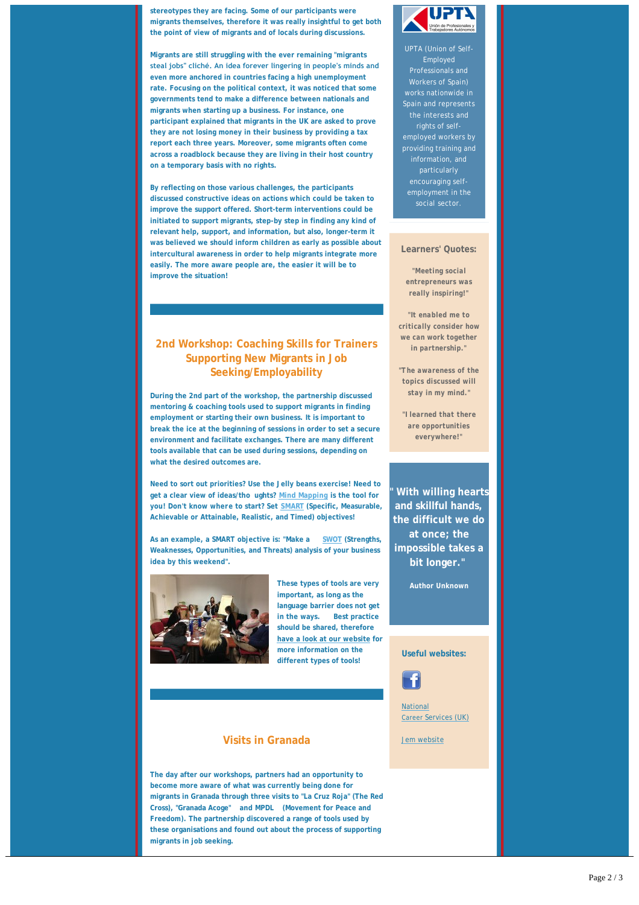stereotypes they are facing. Some of our participants were migrants themselves, therefore it was really insightful to get both the point of view of migrants and of locals during discussions.

Migrants are still struggling with the ever remaining "migrants steal jobs" cliché. An idea forever lingering in people's minds and even more anchored in countries facing a high unemployment rate. Focusing on the political context, it was noticed that some governments tend to make a difference between nationals and migrants when starting up a business. For instance, one participant explained that migrants in the UK are asked to prove they are not losing money in their business by providing a tax report each three years. Moreover, some migrants often come across a roadblock because they are living in their host country on a temporary basis with no rights.

By reflecting on those various challenges, the participants discussed constructive ideas on actions which could be taken to improve the support offered. Short-term interventions could be initiated to support migrants, step-by step in finding any kind of relevant help, support, and information, but also, longer-term it was believed we should inform children as early as possible about intercultural awareness in order to help migrants integrate more easily. The more aware people are, the easier it will be to improve the situation!

## 2nd Workshop: Coaching Skills for Trainers Supporting New Migrants in Job Seeking/Employability

During the 2nd part of the workshop, the partnership discussed mentoring & coaching tools used to support migrants in finding employment or starting their own business. It is important to break the ice at the beginning of sessions in order to set a secure environment and facilitate exchanges. There are many different tools available that can be used during sessions, depending on what the desired outcomes are.

Need to sort out priorities? Use the Jelly beans exercise! Need to get a clear view of ideas/thoughts? Mind Mapping is the tool for you! Don't know where to start? Set SMART (Specific, Measurable, Achievable or Attainable, Realistic, and Timed) objectives!

As an example, a SMART objective is: "Make a SWOT (Strengths, Weaknesses, Opportunities, and Threats) analysis of your business idea by this weekend".

These types of tools are very important, as long as the language barrier does not get in the ways. Best practice should be shared, therefore have a look at our website for more information on the different types of tools!

## Visits in Granada

The day after our workshops, partners had an opportunity to become more aware of what was currently being done for migrants in Granada through three visits to "La Cruz Roja" (The Red Cross), "Granada Acoge" and MPDL (Movement for Peace and Freedom). The partnership discovered a range of tools used by these organisations and found out about the process of supporting migrants in job seeking.

UPTA (Union of Self-Employed Professionals and Workers of Spain) works nationwide in Spain and represents the interests and rights of self-employed workers by providing training and information, and particularly encouraging self-employment in the social sector.

### Learners' Quotes:

"Meeting social entrepreneurs was really inspiring!"

"It enabled me to critically consider how we can work together in partnership."

"The awareness of the topics discussed will stay in my mind."

"I learned that there are opportunities everywhere!"

**" With willing hearts and skillful hands, the difficult we do at once; the impossible takes a bit longer."**

**Author Unknown**

### Useful websites:

National Career Services (UK)

Jem website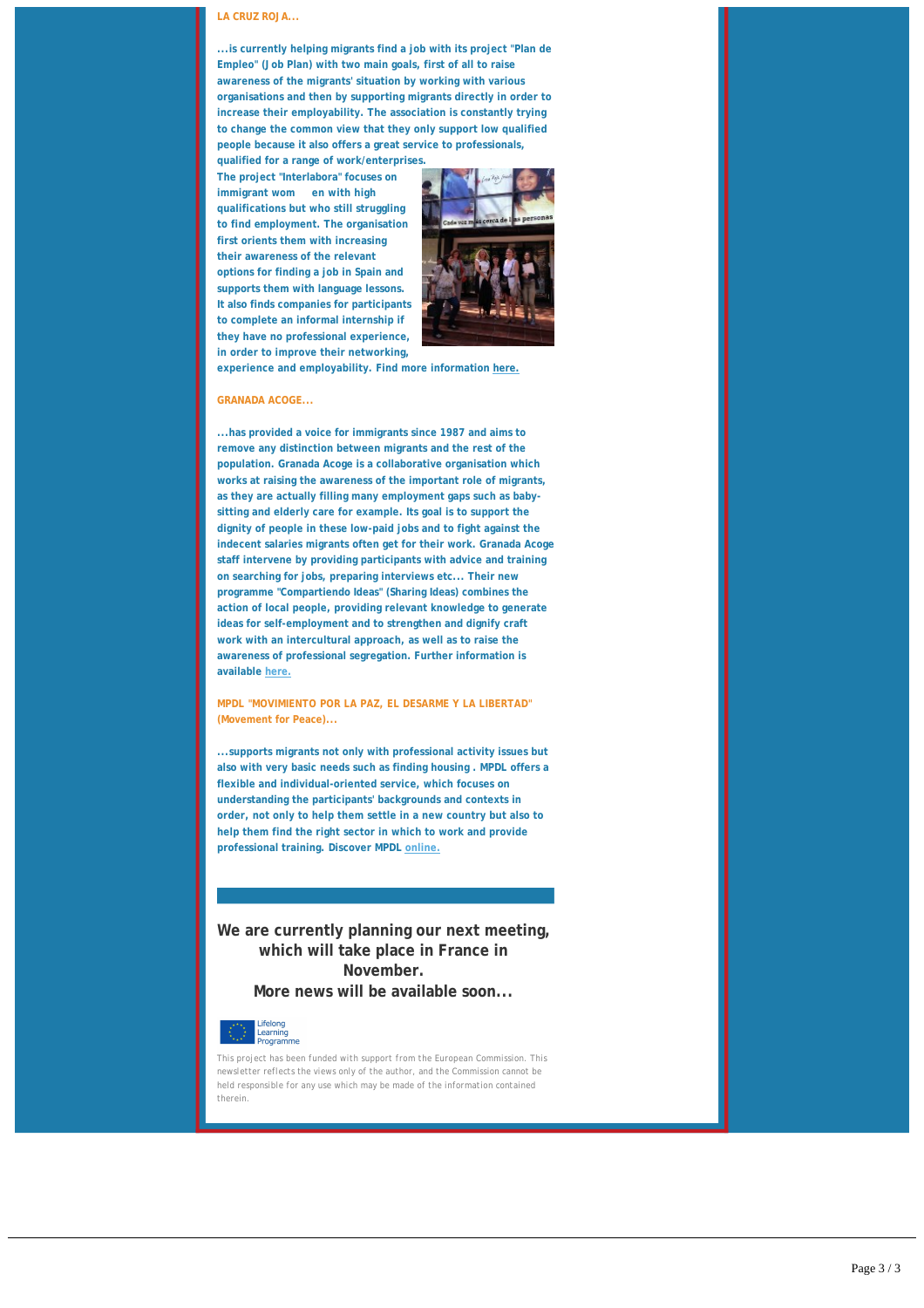**LA CRUZ ROJA...**

...is currently helping migrants find a job with its project "Plan de Empleo" (Job Plan) with two main goals, first of all to raise awareness of the migrants' situation by working with various organisations and then by supporting migrants directly in order to increase their employability. The association is constantly trying to change the common view that they only support low qualified people because it also offers a great service to professionals, qualified for a range of work/enterprises.

The project "Interlabora" focuses on immigrant wom en with high qualifications but who still struggling to find employment. The organisation first orients them with increasing their awareness of the relevant options for finding a job in Spain and supports them with language lessons. It also finds companies for participants to complete an informal internship if they have no professional experience, in order to improve their networking, experience and employability. Find more information here.

**GRANADA ACOGE...**

...has provided a voice for immigrants since 1987 and aims to remove any distinction between migrants and the rest of the population. Granada Acoge is a collaborative organisation which works at raising the awareness of the important role of migrants, as they are actually filling many employment gaps such as baby-sitting and elderly care for example. Its goal is to support the dignity of people in these low-paid jobs and to fight against the indecent salaries migrants often get for their work. Granada Acoge staff intervene by providing participants with advice and training on searching for jobs, preparing interviews etc... Their new programme "Compartiendo Ideas" (Sharing Ideas) combines the action of local people, providing relevant knowledge to generate ideas for self-employment and to strengthen and dignify craft work with an intercultural approach, as well as to raise the awareness of professional segregation. Further information is available here.

**MPDL "MOVIMIENTO POR LA PAZ, EL DESARME Y LA LIBERTAD" (Movement for Peace)...**

...supports migrants not only with professional activity issues but also with very basic needs such as finding housing . MPDL offers a flexible and individual-oriented service, which focuses on understanding the participants' backgrounds and contexts in order, not only to help them settle in a new country but also to help them find the right sector in which to work and provide professional training. Discover MPDL online.

**We are currently planning our next meeting, which will take place in France in November.**
**More news will be available soon...**

Lifelong Learning Programme

This project has been funded with support from the European Commission. This newsletter reflects the views only of the author, and the Commission cannot be held responsible for any use which may be made of the information contained therein.